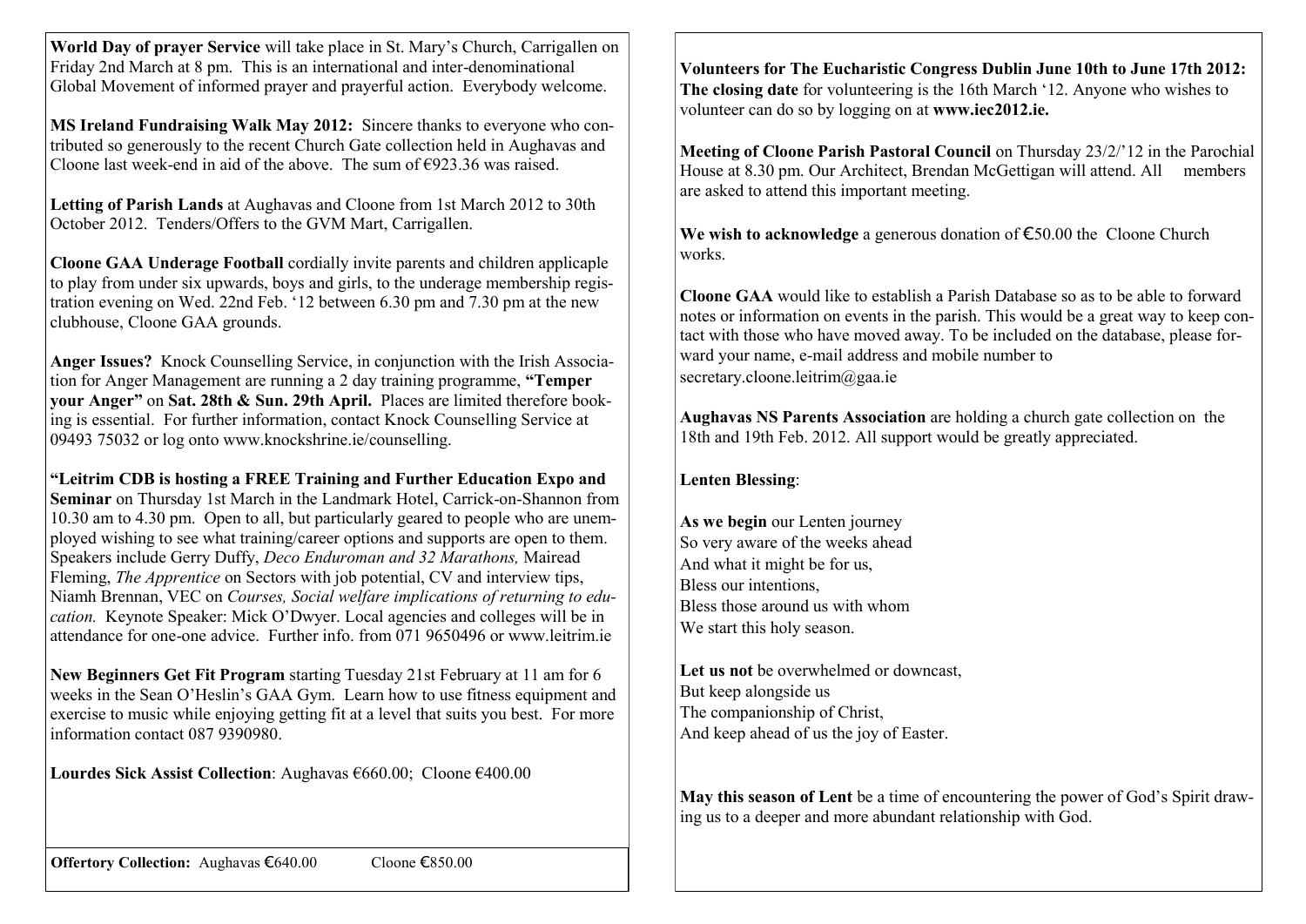**World Day of prayer Service** will take place in St. Mary's Church, Carrigallen on Friday 2nd March at 8 pm. This is an international and inter-denominational Global Movement of informed prayer and prayerful action. Everybody welcome.

**MS Ireland Fundraising Walk May 2012:** Sincere thanks to everyone who contributed so generously to the recent Church Gate collection held in Aughavas and Cloone last week-end in aid of the above. The sum of €923.36 was raised.

**Letting of Parish Lands** at Aughavas and Cloone from 1st March 2012 to 30th October 2012. Tenders/Offers to the GVM Mart, Carrigallen.

**Cloone GAA Underage Football** cordially invite parents and children applicaple to play from under six upwards, boys and girls, to the underage membership registration evening on Wed. 22nd Feb. '12 between 6.30 pm and 7.30 pm at the new clubhouse, Cloone GAA grounds.

**Anger Issues?** Knock Counselling Service, in conjunction with the Irish Association for Anger Management are running a 2 day training programme, **"Temper your Anger"** on **Sat. 28th & Sun. 29th April.** Places are limited therefore booking is essential. For further information, contact Knock Counselling Service at 09493 75032 or log onto www.knockshrine.ie/counselling.

**"Leitrim CDB is hosting a FREE Training and Further Education Expo and Seminar** on Thursday 1st March in the Landmark Hotel, Carrick-on-Shannon from 10.30 am to 4.30 pm. Open to all, but particularly geared to people who are unemployed wishing to see what training/career options and supports are open to them. Speakers include Gerry Duffy, *Deco Enduroman and 32 Marathons,* Mairead Fleming, *The Apprentice* on Sectors with job potential, CV and interview tips, Niamh Brennan, VEC on *Courses, Social welfare implications of returning to education.* Keynote Speaker: Mick O'Dwyer. Local agencies and colleges will be in attendance for one-one advice. Further info. from 071 9650496 or www.leitrim.ie

**New Beginners Get Fit Program** starting Tuesday 21st February at 11 am for 6 weeks in the Sean O'Heslin's GAA Gym. Learn how to use fitness equipment and exercise to music while enjoying getting fit at a level that suits you best. For more information contact 087 9390980.

**Lourdes Sick Assist Collection**: Aughavas €660.00; Cloone €400.00

**Offertory Collection:** Aughavas €640.00 Cloone €850.00

**Volunteers for The Eucharistic Congress Dublin June 10th to June 17th 2012: The closing date** for volunteering is the 16th March '12. Anyone who wishes to volunteer can do so by logging on at **www.iec2012.ie.**

**Meeting of Cloone Parish Pastoral Council** on Thursday 23/2/'12 in the Parochial House at 8.30 pm. Our Architect, Brendan McGettigan will attend. All members are asked to attend this important meeting.

**We wish to acknowledge** a generous donation of €50.00 the Cloone Church works.

**Cloone GAA** would like to establish a Parish Database so as to be able to forward notes or information on events in the parish. This would be a great way to keep contact with those who have moved away. To be included on the database, please forward your name, e-mail address and mobile number to secretary.cloone.leitrim@gaa.ie

**Aughavas NS Parents Association** are holding a church gate collection on the 18th and 19th Feb. 2012. All support would be greatly appreciated.

**Lenten Blessing**:

**As we begin** our Lenten journey
So very aware of the weeks ahead
And what it might be for us,
Bless our intentions,
Bless those around us with whom
We start this holy season.

**Let us not** be overwhelmed or downcast,
But keep alongside us
The companionship of Christ,
And keep ahead of us the joy of Easter.

**May this season of Lent** be a time of encountering the power of God's Spirit drawing us to a deeper and more abundant relationship with God.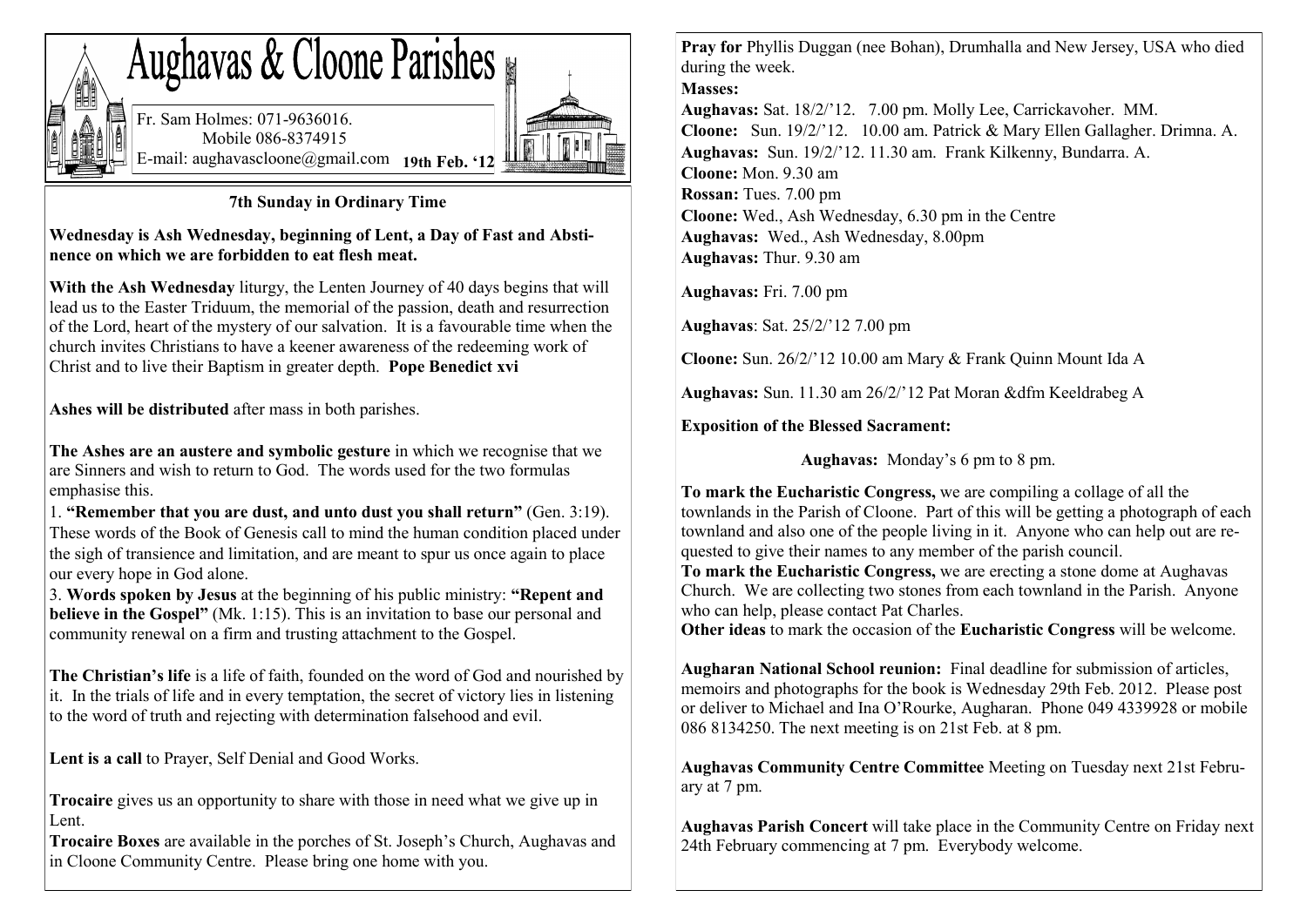# Aughavas & Cloone Parishes

Fr. Sam Holmes: 071-9636016.
Mobile 086-8374915
E-mail: aughavascloone@gmail.com **19th Feb. '12**

**7th Sunday in Ordinary Time**

**Wednesday is Ash Wednesday, beginning of Lent, a Day of Fast and Abstinence on which we are forbidden to eat flesh meat.**

**With the Ash Wednesday** liturgy, the Lenten Journey of 40 days begins that will lead us to the Easter Triduum, the memorial of the passion, death and resurrection of the Lord, heart of the mystery of our salvation. It is a favourable time when the church invites Christians to have a keener awareness of the redeeming work of Christ and to live their Baptism in greater depth. **Pope Benedict xvi**

**Ashes will be distributed** after mass in both parishes.

**The Ashes are an austere and symbolic gesture** in which we recognise that we are Sinners and wish to return to God. The words used for the two formulas emphasise this.

1. **"Remember that you are dust, and unto dust you shall return"** (Gen. 3:19). These words of the Book of Genesis call to mind the human condition placed under the sigh of transience and limitation, and are meant to spur us once again to place our every hope in God alone.

3. **Words spoken by Jesus** at the beginning of his public ministry: **"Repent and believe in the Gospel"** (Mk. 1:15). This is an invitation to base our personal and community renewal on a firm and trusting attachment to the Gospel.

**The Christian's life** is a life of faith, founded on the word of God and nourished by it. In the trials of life and in every temptation, the secret of victory lies in listening to the word of truth and rejecting with determination falsehood and evil.

**Lent is a call** to Prayer, Self Denial and Good Works.

**Trocaire** gives us an opportunity to share with those in need what we give up in Lent.

**Trocaire Boxes** are available in the porches of St. Joseph's Church, Aughavas and in Cloone Community Centre. Please bring one home with you.

**Pray for** Phyllis Duggan (nee Bohan), Drumhalla and New Jersey, USA who died during the week.

**Masses:**

**Aughavas:** Sat. 18/2/'12. 7.00 pm. Molly Lee, Carrickavoher. MM.
**Cloone:** Sun. 19/2/'12. 10.00 am. Patrick & Mary Ellen Gallagher. Drimna. A.
**Aughavas:** Sun. 19/2/'12. 11.30 am. Frank Kilkenny, Bundarra. A.
**Cloone:** Mon. 9.30 am
**Rossan:** Tues. 7.00 pm
**Cloone:** Wed., Ash Wednesday, 6.30 pm in the Centre
**Aughavas:** Wed., Ash Wednesday, 8.00pm
**Aughavas:** Thur. 9.30 am

**Aughavas:** Fri. 7.00 pm

**Aughavas**: Sat. 25/2/'12 7.00 pm

**Cloone:** Sun. 26/2/'12 10.00 am Mary & Frank Quinn Mount Ida A

**Aughavas:** Sun. 11.30 am 26/2/'12 Pat Moran &dfm Keeldrabeg A

**Exposition of the Blessed Sacrament:**

**Aughavas:** Monday's 6 pm to 8 pm.

**To mark the Eucharistic Congress,** we are compiling a collage of all the townlands in the Parish of Cloone. Part of this will be getting a photograph of each townland and also one of the people living in it. Anyone who can help out are requested to give their names to any member of the parish council.

**To mark the Eucharistic Congress,** we are erecting a stone dome at Aughavas Church. We are collecting two stones from each townland in the Parish. Anyone who can help, please contact Pat Charles.

**Other ideas** to mark the occasion of the **Eucharistic Congress** will be welcome.

**Augharan National School reunion:** Final deadline for submission of articles, memoirs and photographs for the book is Wednesday 29th Feb. 2012. Please post or deliver to Michael and Ina O'Rourke, Augharan. Phone 049 4339928 or mobile 086 8134250. The next meeting is on 21st Feb. at 8 pm.

**Aughavas Community Centre Committee** Meeting on Tuesday next 21st February at 7 pm.

**Aughavas Parish Concert** will take place in the Community Centre on Friday next 24th February commencing at 7 pm. Everybody welcome.